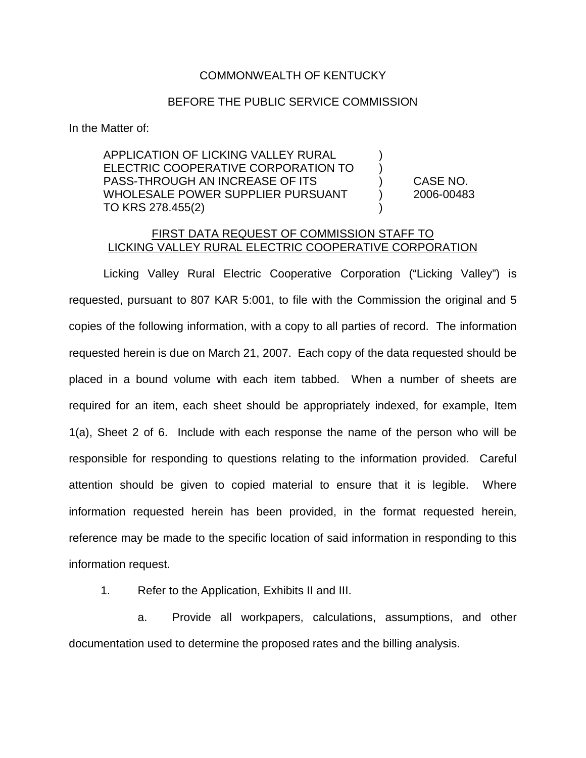COMMONWEALTH OF KENTUCKY

BEFORE THE PUBLIC SERVICE COMMISSION

In the Matter of:

| | | |
|---|---|---|
| APPLICATION OF LICKING VALLEY RURAL ELECTRIC COOPERATIVE CORPORATION TO PASS-THROUGH AN INCREASE OF ITS WHOLESALE POWER SUPPLIER PURSUANT TO KRS 278.455(2) | ) ) ) ) ) | CASE NO. 2006-00483 |

FIRST DATA REQUEST OF COMMISSION STAFF TO LICKING VALLEY RURAL ELECTRIC COOPERATIVE CORPORATION

Licking Valley Rural Electric Cooperative Corporation ("Licking Valley") is requested, pursuant to 807 KAR 5:001, to file with the Commission the original and 5 copies of the following information, with a copy to all parties of record. The information requested herein is due on March 21, 2007. Each copy of the data requested should be placed in a bound volume with each item tabbed. When a number of sheets are required for an item, each sheet should be appropriately indexed, for example, Item 1(a), Sheet 2 of 6. Include with each response the name of the person who will be responsible for responding to questions relating to the information provided. Careful attention should be given to copied material to ensure that it is legible. Where information requested herein has been provided, in the format requested herein, reference may be made to the specific location of said information in responding to this information request.

1. Refer to the Application, Exhibits II and III.

   a. Provide all workpapers, calculations, assumptions, and other documentation used to determine the proposed rates and the billing analysis.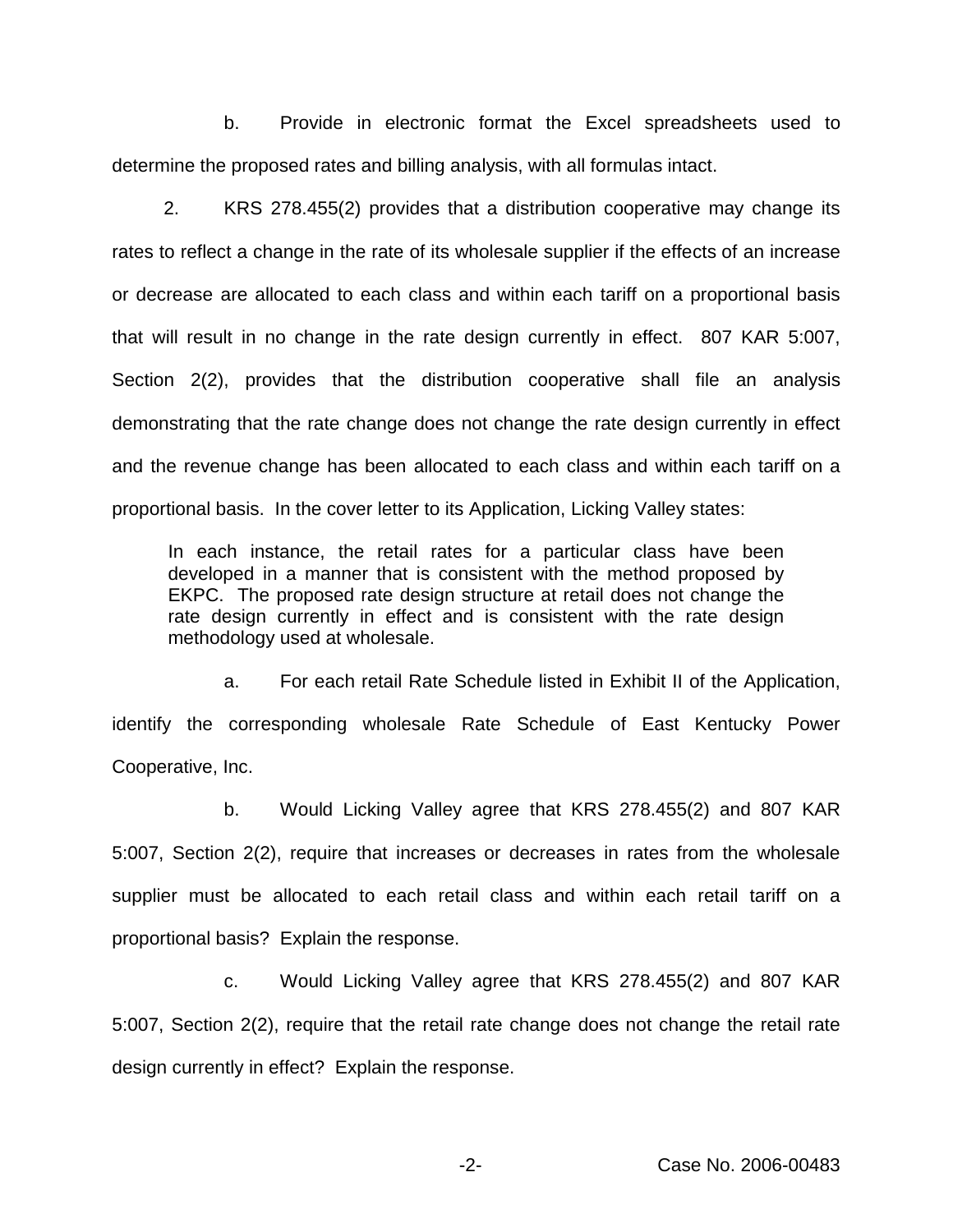b. Provide in electronic format the Excel spreadsheets used to determine the proposed rates and billing analysis, with all formulas intact.

2. KRS 278.455(2) provides that a distribution cooperative may change its rates to reflect a change in the rate of its wholesale supplier if the effects of an increase or decrease are allocated to each class and within each tariff on a proportional basis that will result in no change in the rate design currently in effect. 807 KAR 5:007, Section 2(2), provides that the distribution cooperative shall file an analysis demonstrating that the rate change does not change the rate design currently in effect and the revenue change has been allocated to each class and within each tariff on a proportional basis. In the cover letter to its Application, Licking Valley states:

> In each instance, the retail rates for a particular class have been developed in a manner that is consistent with the method proposed by EKPC. The proposed rate design structure at retail does not change the rate design currently in effect and is consistent with the rate design methodology used at wholesale.

a. For each retail Rate Schedule listed in Exhibit II of the Application, identify the corresponding wholesale Rate Schedule of East Kentucky Power Cooperative, Inc.

b. Would Licking Valley agree that KRS 278.455(2) and 807 KAR 5:007, Section 2(2), require that increases or decreases in rates from the wholesale supplier must be allocated to each retail class and within each retail tariff on a proportional basis? Explain the response.

c. Would Licking Valley agree that KRS 278.455(2) and 807 KAR 5:007, Section 2(2), require that the retail rate change does not change the retail rate design currently in effect? Explain the response.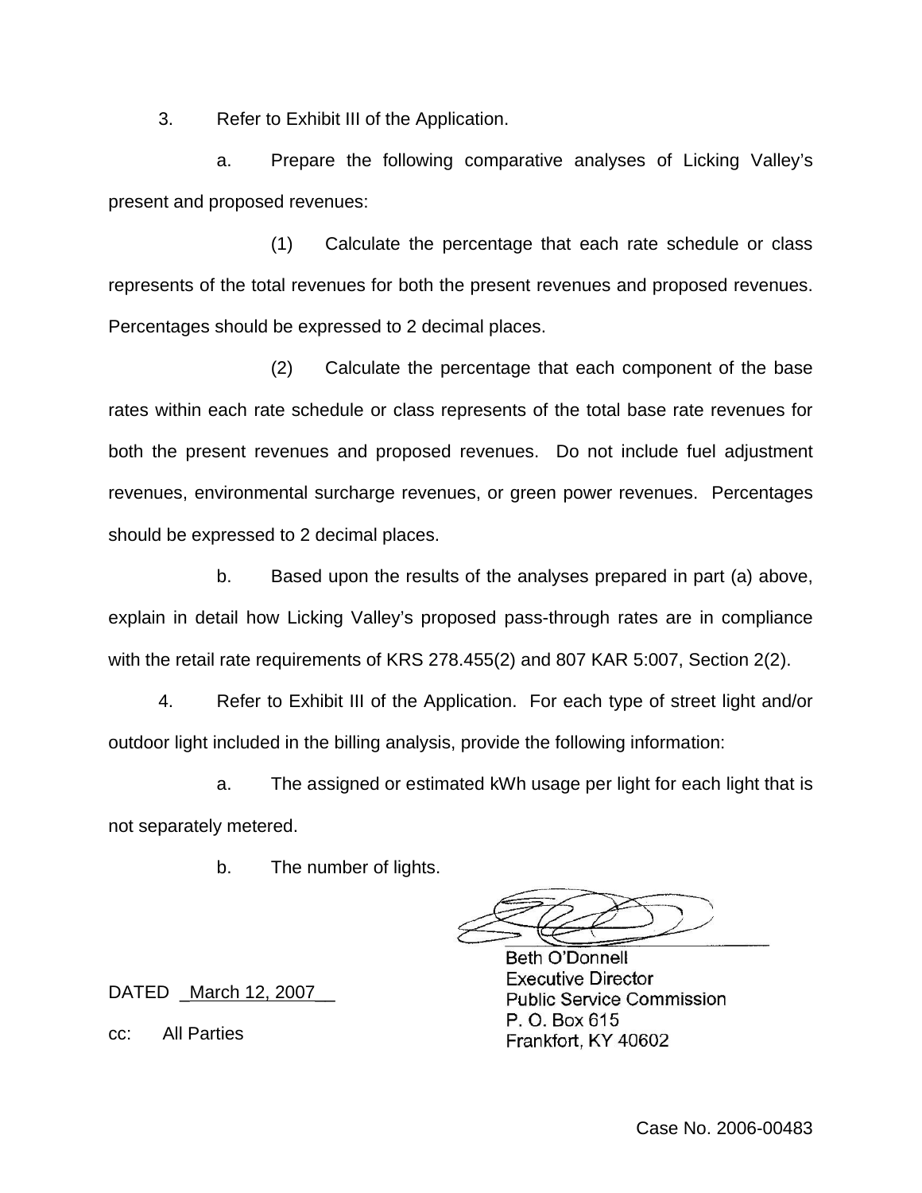3. Refer to Exhibit III of the Application.

   a. Prepare the following comparative analyses of Licking Valley's present and proposed revenues:

      (1) Calculate the percentage that each rate schedule or class represents of the total revenues for both the present revenues and proposed revenues. Percentages should be expressed to 2 decimal places.

      (2) Calculate the percentage that each component of the base rates within each rate schedule or class represents of the total base rate revenues for both the present revenues and proposed revenues. Do not include fuel adjustment revenues, environmental surcharge revenues, or green power revenues. Percentages should be expressed to 2 decimal places.

   b. Based upon the results of the analyses prepared in part (a) above, explain in detail how Licking Valley's proposed pass-through rates are in compliance with the retail rate requirements of KRS 278.455(2) and 807 KAR 5:007, Section 2(2).

4. Refer to Exhibit III of the Application. For each type of street light and/or outdoor light included in the billing analysis, provide the following information:

   a. The assigned or estimated kWh usage per light for each light that is not separately metered.

   b. The number of lights.

Beth O'Donnell
Executive Director
Public Service Commission
P. O. Box 615
Frankfort, KY 40602

DATED March 12, 2007

cc: All Parties

Case No. 2006-00483